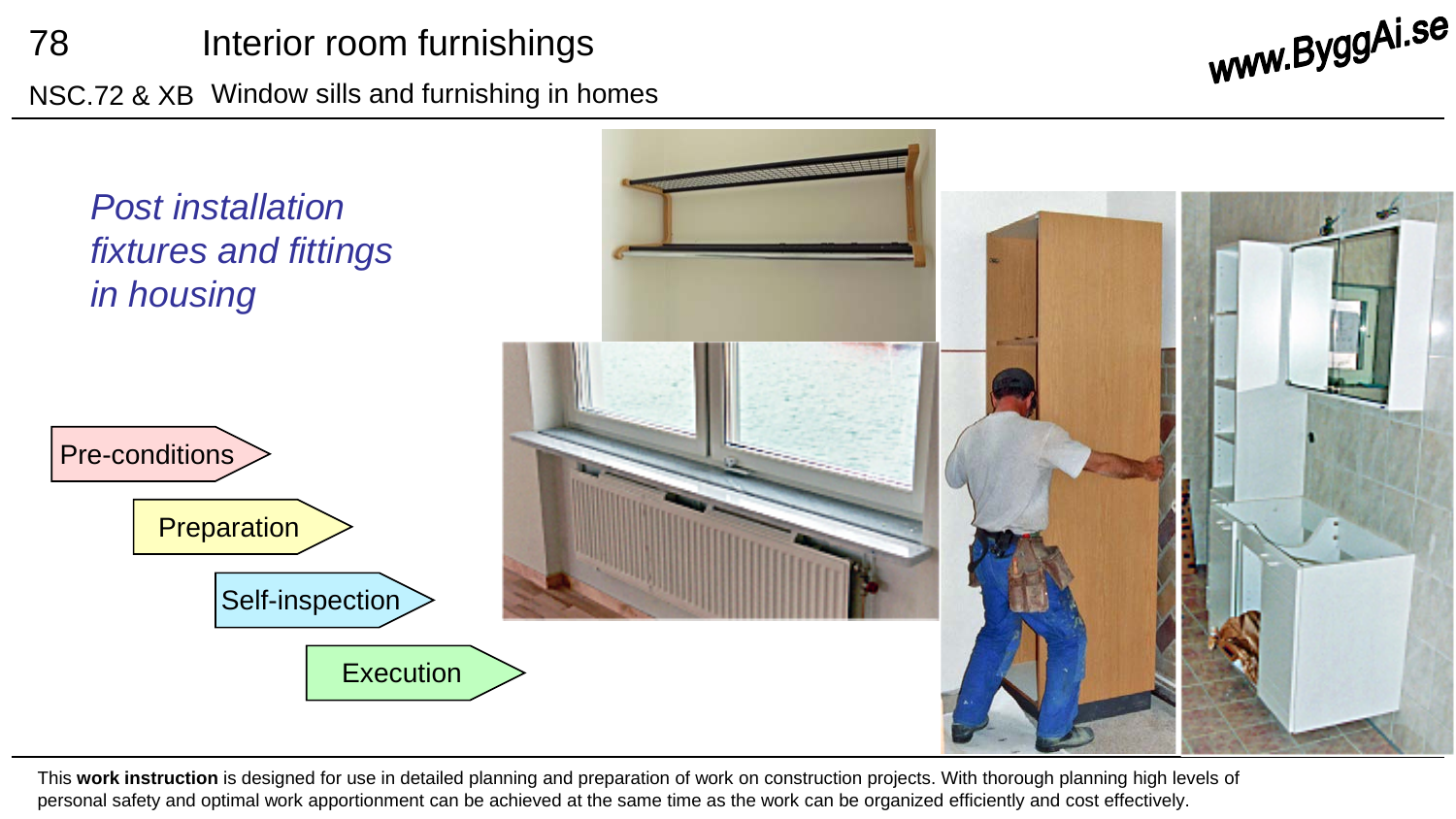# Interior room furnishings

## NSC.72 & XB Window sills and furnishing in homes

*Post installation fixtures and fittings in housing*

- Pre-conditions
- Preparation
- Self-inspection
- Execution

This **work instruction** is designed for use in detailed planning and preparation of work on construction projects. With thorough planning high levels of personal safety and optimal work apportionment can be achieved at the same time as the work can be organized efficiently and cost effectively.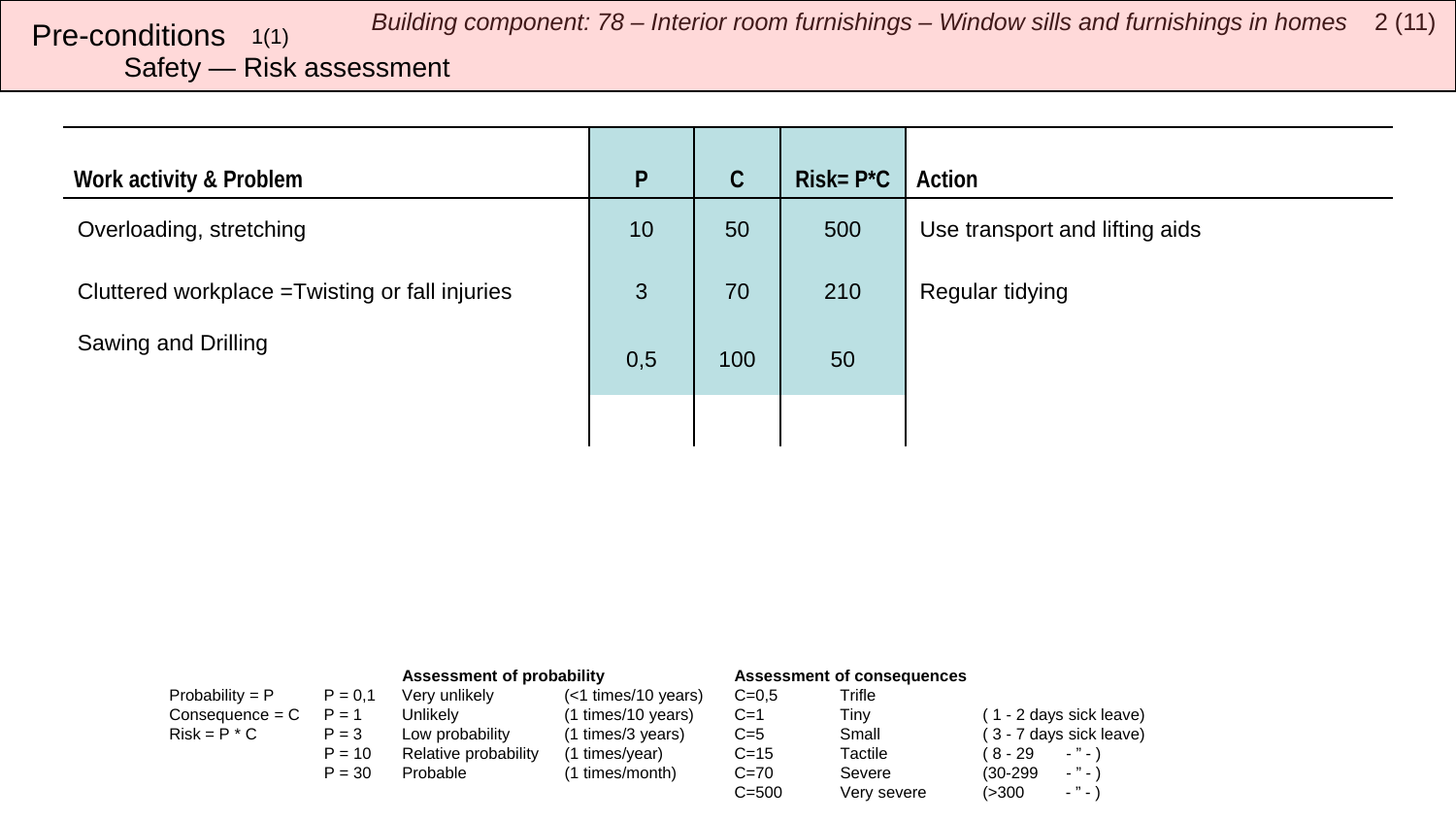# Pre-conditions 1(1)

## Safety — Risk assessment

*Building component: 78 – Interior room furnishings – Window sills and furnishings in homes*

| Work activity & Problem | P | C | Risk= P*C | Action |
|---|---|---|---|---|
| Overloading, stretching | 10 | 50 | 500 | Use transport and lifting aids |
| Cluttered workplace =Twisting or fall injuries | 3 | 70 | 210 | Regular tidying |
| Sawing and Drilling | 0,5 | 100 | 50 | |
| | | | | |

| | | Assessment of probability | | Assessment of consequences | | |
|---|---|---|---|---|---|---|
| Probability = P | P = 0,1 | Very unlikely | (<1 times/10 years) | C=0,5 | Trifle | |
| Consequence = C | P = 1 | Unlikely | (1 times/10 years) | C=1 | Tiny | ( 1 - 2 days sick leave) |
| Risk = P * C | P = 3 | Low probability | (1 times/3 years) | C=5 | Small | ( 3 - 7 days sick leave) |
| | P = 10 | Relative probability | (1 times/year) | C=15 | Tactile | ( 8 - 29 - " - ) |
| | P = 30 | Probable | (1 times/month) | C=70 | Severe | (30-299 - " - ) |
| | | | | C=500 | Very severe | (>300 - " - ) |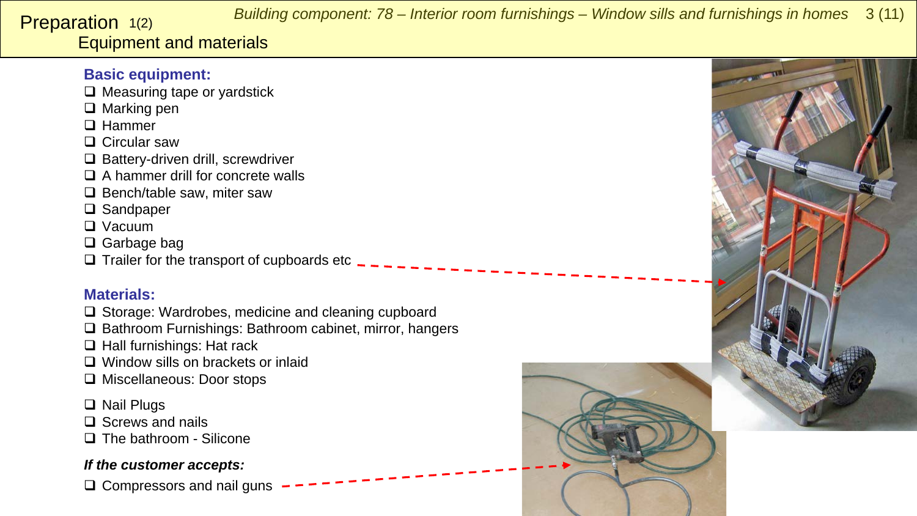# Preparation 1(2)
## Equipment and materials

### Basic equipment:

- ❑ Measuring tape or yardstick
- ❑ Marking pen
- ❑ Hammer
- ❑ Circular saw
- ❑ Battery-driven drill, screwdriver
- ❑ A hammer drill for concrete walls
- ❑ Bench/table saw, miter saw
- ❑ Sandpaper
- ❑ Vacuum
- ❑ Garbage bag
- ❑ Trailer for the transport of cupboards etc

### Materials:

- ❑ Storage: Wardrobes, medicine and cleaning cupboard
- ❑ Bathroom Furnishings: Bathroom cabinet, mirror, hangers
- ❑ Hall furnishings: Hat rack
- ❑ Window sills on brackets or inlaid
- ❑ Miscellaneous: Door stops

- ❑ Nail Plugs
- ❑ Screws and nails
- ❑ The bathroom - Silicone

***If the customer accepts:***

- ❑ Compressors and nail guns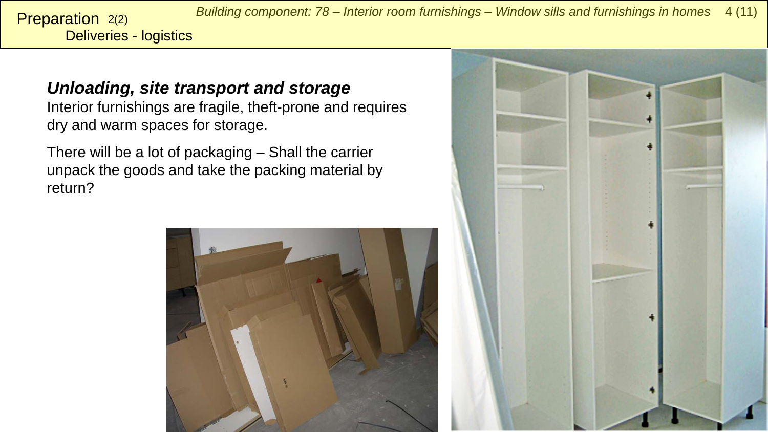# Preparation 2(2)

## Deliveries - logistics

### *Unloading, site transport and storage*

Interior furnishings are fragile, theft-prone and requires dry and warm spaces for storage.

There will be a lot of packaging – Shall the carrier unpack the goods and take the packing material by return?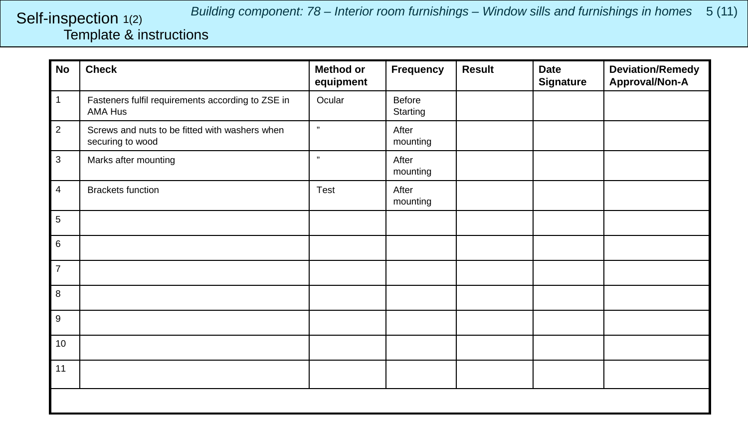Self-inspection 1(2)
Template & instructions

*Building component: 78 – Interior room furnishings – Window sills and furnishings in homes*

| No | Check | Method or equipment | Frequency | Result | Date Signature | Deviation/Remedy Approval/Non-A |
|---|---|---|---|---|---|---|
| 1 | Fasteners fulfil requirements according to ZSE in AMA Hus | Ocular | Before Starting | | | |
| 2 | Screws and nuts to be fitted with washers when securing to wood | ” | After mounting | | | |
| 3 | Marks after mounting | ” | After mounting | | | |
| 4 | Brackets function | Test | After mounting | | | |
| 5 | | | | | | |
| 6 | | | | | | |
| 7 | | | | | | |
| 8 | | | | | | |
| 9 | | | | | | |
| 10 | | | | | | |
| 11 | | | | | | |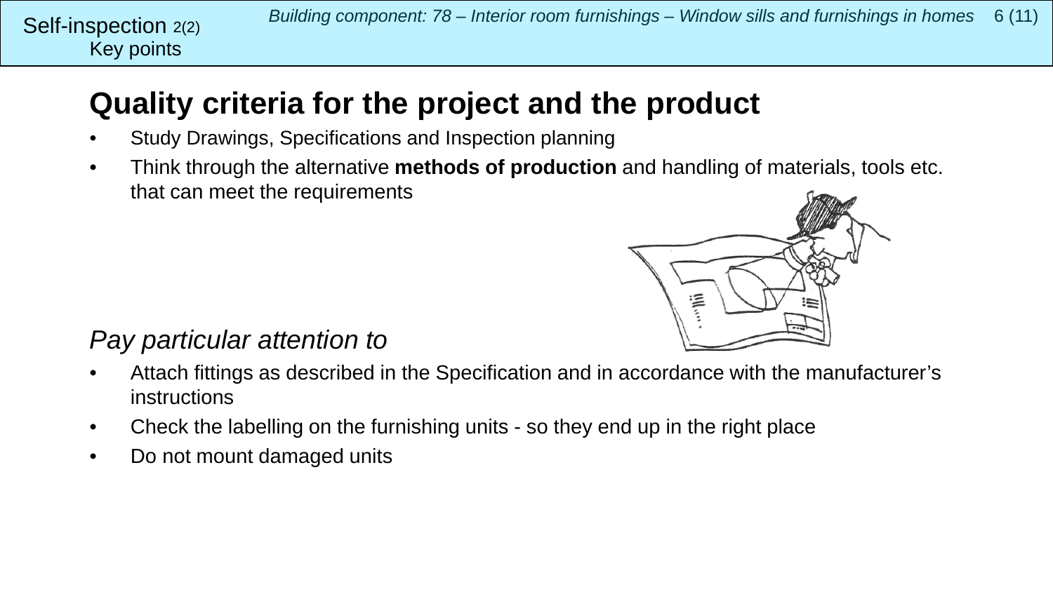## Quality criteria for the project and the product

- Study Drawings, Specifications and Inspection planning
- Think through the alternative **methods of production** and handling of materials, tools etc. that can meet the requirements

*Pay particular attention to*

- Attach fittings as described in the Specification and in accordance with the manufacturer's instructions
- Check the labelling on the furnishing units - so they end up in the right place
- Do not mount damaged units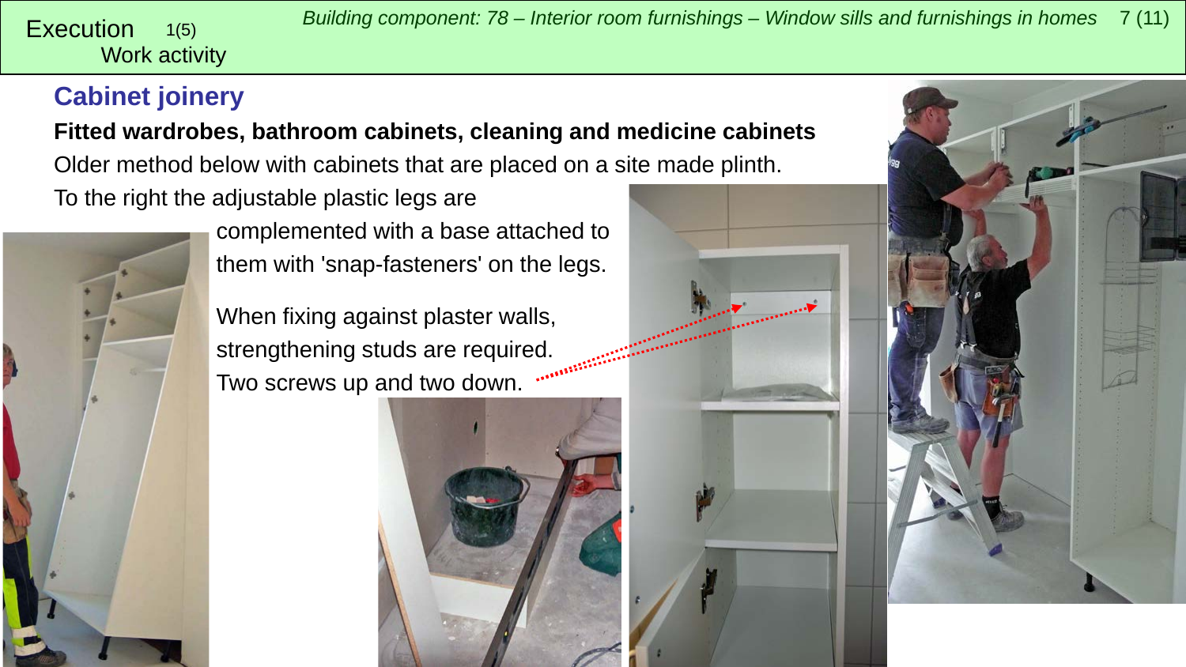Execution 1(5)
Work activity

## Cabinet joinery

**Fitted wardrobes, bathroom cabinets, cleaning and medicine cabinets**

Older method below with cabinets that are placed on a site made plinth.

To the right the adjustable plastic legs are complemented with a base attached to them with 'snap-fasteners' on the legs.

When fixing against plaster walls, strengthening studs are required. Two screws up and two down.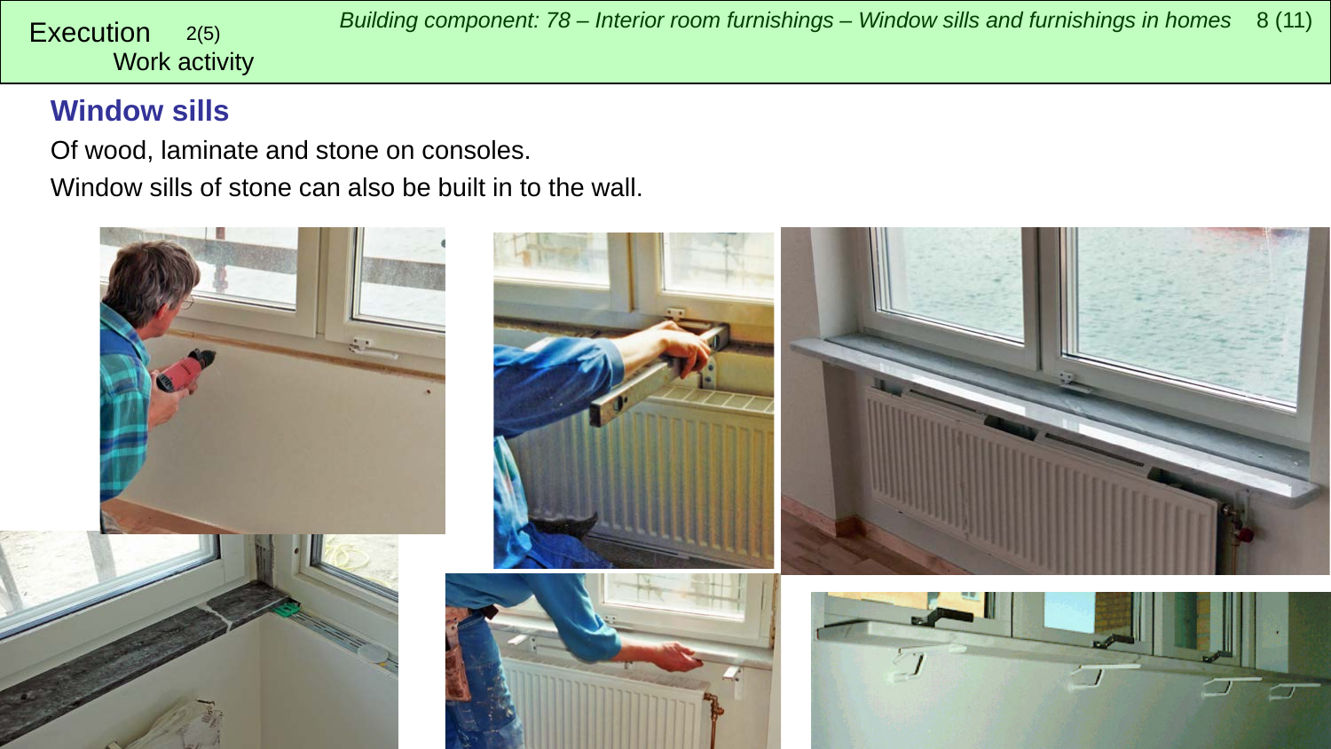## Window sills

Of wood, laminate and stone on consoles.

Window sills of stone can also be built in to the wall.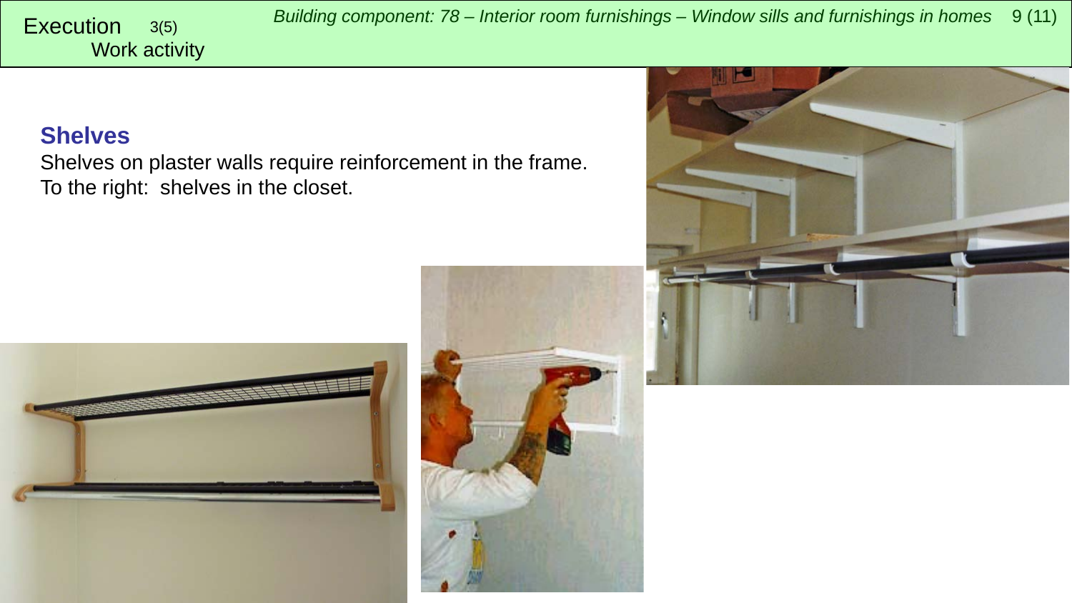Execution 3(5)
Work activity

## Shelves

Shelves on plaster walls require reinforcement in the frame.
To the right: shelves in the closet.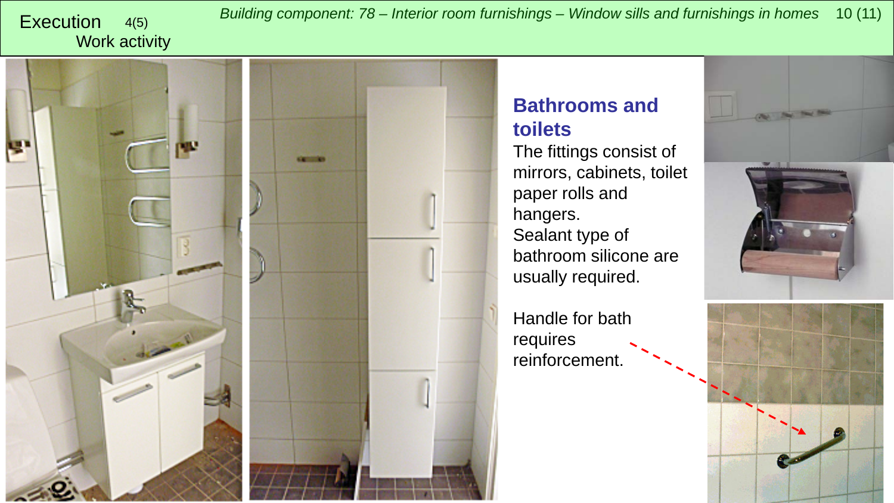Execution 4(5)
Work activity

*Building component: 78 – Interior room furnishings – Window sills and furnishings in homes*

## Bathrooms and toilets

The fittings consist of mirrors, cabinets, toilet paper rolls and hangers.
Sealant type of bathroom silicone are usually required.

Handle for bath requires reinforcement.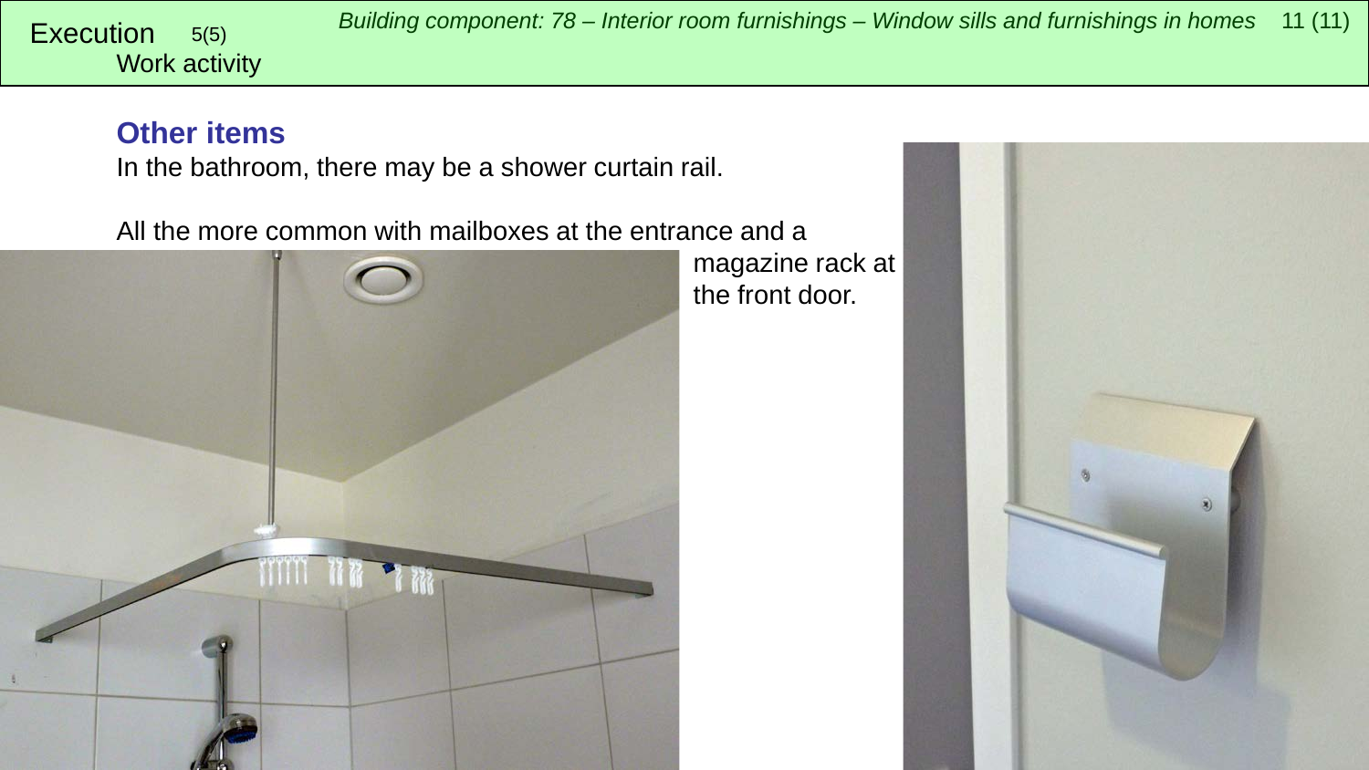Execution 5(5)
Work activity

## Other items

In the bathroom, there may be a shower curtain rail.

All the more common with mailboxes at the entrance and a magazine rack at the front door.